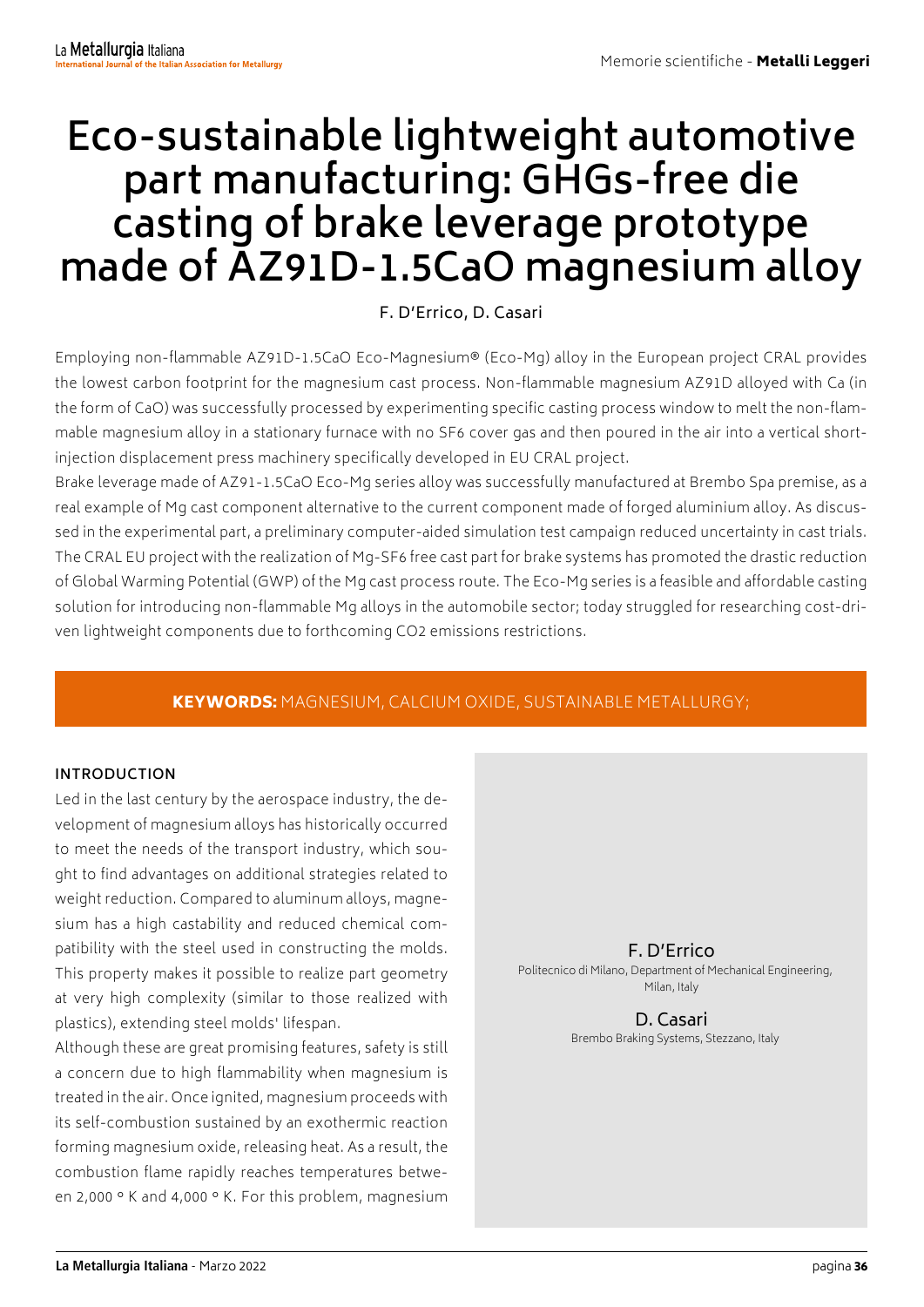# Eco-sustainable lightweight automotive part manufacturing: GHGs-free die casting of brake leverage prototype made of AZ91D-1.5CaO magnesium alloy

F. D'Errico, D. Casari

Employing non-flammable AZ91D-1.5CaO Eco-Magnesium® (Eco-Mg) alloy in the European project CRAL provides the lowest carbon footprint for the magnesium cast process. Non-flammable magnesium AZ91D alloyed with Ca (in the form of CaO) was successfully processed by experimenting specific casting process window to melt the non-flammable magnesium alloy in a stationary furnace with no $SF_6$ cover gas and then poured in the air into a vertical short-injection displacement press machinery specifically developed in EU CRAL project.

Brake leverage made of AZ91-1.5CaO Eco-Mg series alloy was successfully manufactured at Brembo Spa premise, as a real example of Mg cast component alternative to the current component made of forged aluminium alloy. As discussed in the experimental part, a preliminary computer-aided simulation test campaign reduced uncertainty in cast trials. The CRAL EU project with the realization of Mg-$SF_6$ free cast part for brake systems has promoted the drastic reduction of Global Warming Potential (GWP) of the Mg cast process route. The Eco-Mg series is a feasible and affordable casting solution for introducing non-flammable Mg alloys in the automobile sector; today struggled for researching cost-driven lightweight components due to forthcoming $CO_2$ emissions restrictions.

**KEYWORDS:** MAGNESIUM, CALCIUM OXIDE, SUSTAINABLE METALLURGY;

F. D'Errico
Politecnico di Milano, Department of Mechanical Engineering, Milan, Italy

D. Casari
Brembo Braking Systems, Stezzano, Italy

## INTRODUCTION

Led in the last century by the aerospace industry, the development of magnesium alloys has historically occurred to meet the needs of the transport industry, which sought to find advantages on additional strategies related to weight reduction. Compared to aluminum alloys, magnesium has a high castability and reduced chemical compatibility with the steel used in constructing the molds. This property makes it possible to realize part geometry at very high complexity (similar to those realized with plastics), extending steel molds' lifespan.

Although these are great promising features, safety is still a concern due to high flammability when magnesium is treated in the air. Once ignited, magnesium proceeds with its self-combustion sustained by an exothermic reaction forming magnesium oxide, releasing heat. As a result, the combustion flame rapidly reaches temperatures between 2,000 ° K and 4,000 ° K. For this problem, magnesium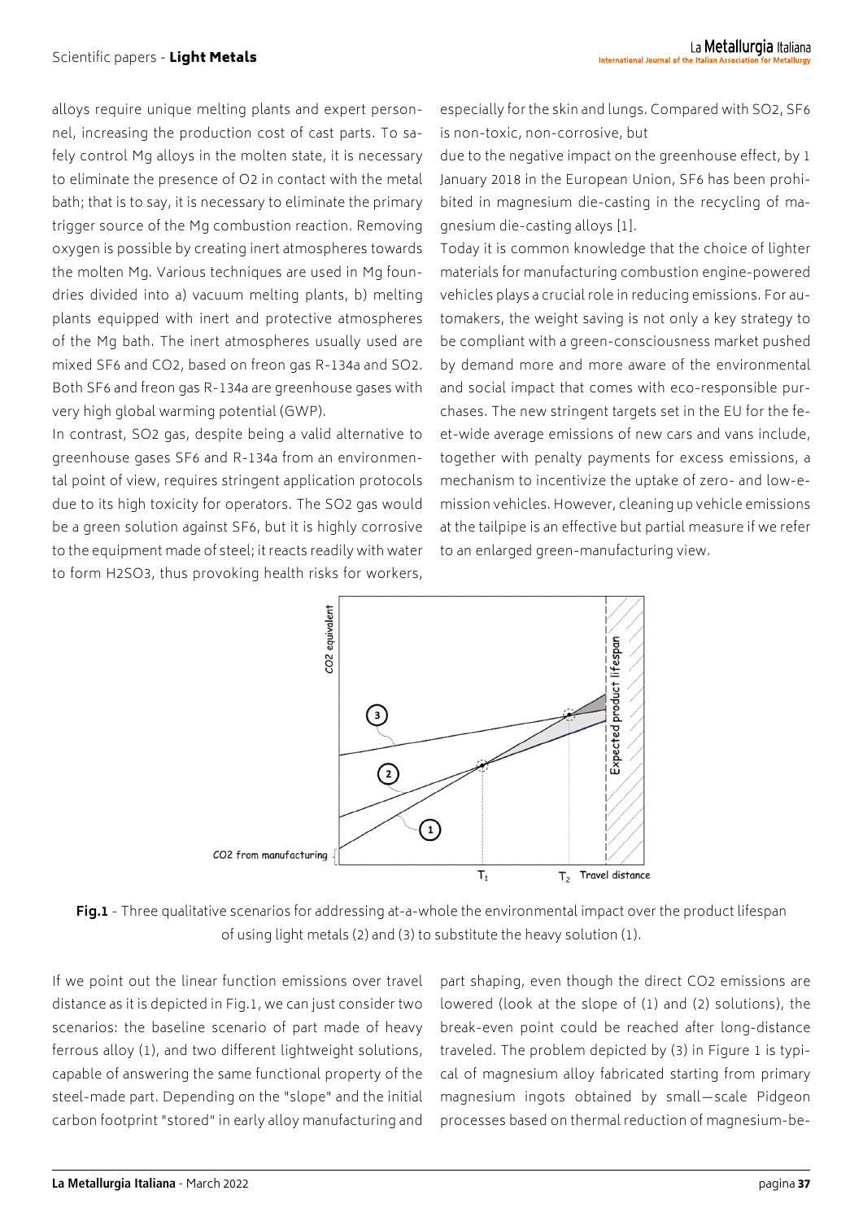alloys require unique melting plants and expert personnel, increasing the production cost of cast parts. To safely control Mg alloys in the molten state, it is necessary to eliminate the presence of $O_2$ in contact with the metal bath; that is to say, it is necessary to eliminate the primary trigger source of the Mg combustion reaction. Removing oxygen is possible by creating inert atmospheres towards the molten Mg. Various techniques are used in Mg foundries divided into a) vacuum melting plants, b) melting plants equipped with inert and protective atmospheres of the Mg bath. The inert atmospheres usually used are mixed $SF_6$ and $CO_2$, based on freon gas R-134a and $SO_2$. Both $SF_6$ and freon gas R-134a are greenhouse gases with very high global warming potential (GWP).

In contrast, $SO_2$ gas, despite being a valid alternative to greenhouse gases $SF_6$ and R-134a from an environmental point of view, requires stringent application protocols due to its high toxicity for operators. The $SO_2$ gas would be a green solution against $SF_6$, but it is highly corrosive to the equipment made of steel; it reacts readily with water to form $H_2SO_3$, thus provoking health risks for workers, especially for the skin and lungs. Compared with $SO_2$, $SF_6$ is non-toxic, non-corrosive, but due to the negative impact on the greenhouse effect, by 1 January 2018 in the European Union, $SF_6$ has been prohibited in magnesium die-casting in the recycling of magnesium die-casting alloys [1].

Today it is common knowledge that the choice of lighter materials for manufacturing combustion engine-powered vehicles plays a crucial role in reducing emissions. For automakers, the weight saving is not only a key strategy to be compliant with a green-consciousness market pushed by demand more and more aware of the environmental and social impact that comes with eco-responsible purchases. The new stringent targets set in the EU for the fleet-wide average emissions of new cars and vans include, together with penalty payments for excess emissions, a mechanism to incentivize the uptake of zero- and low-emission vehicles. However, cleaning up vehicle emissions at the tailpipe is an effective but partial measure if we refer to an enlarged green-manufacturing view.

CO2 equivalent
CO2 from manufacturing
Expected product lifespan
$T_1$
$T_2$
Travel distance
1
2
3

**Fig.1** - Three qualitative scenarios for addressing at-a-whole the environmental impact over the product lifespan of using light metals (2) and (3) to substitute the heavy solution (1).

If we point out the linear function emissions over travel distance as it is depicted in Fig.1, we can just consider two scenarios: the baseline scenario of part made of heavy ferrous alloy (1), and two different lightweight solutions, capable of answering the same functional property of the steel-made part. Depending on the "slope" and the initial carbon footprint "stored" in early alloy manufacturing and part shaping, even though the direct $CO_2$ emissions are lowered (look at the slope of (1) and (2) solutions), the break-even point could be reached after long-distance traveled. The problem depicted by (3) in Figure 1 is typical of magnesium alloy fabricated starting from primary magnesium ingots obtained by small—scale Pidgeon processes based on thermal reduction of magnesium-be-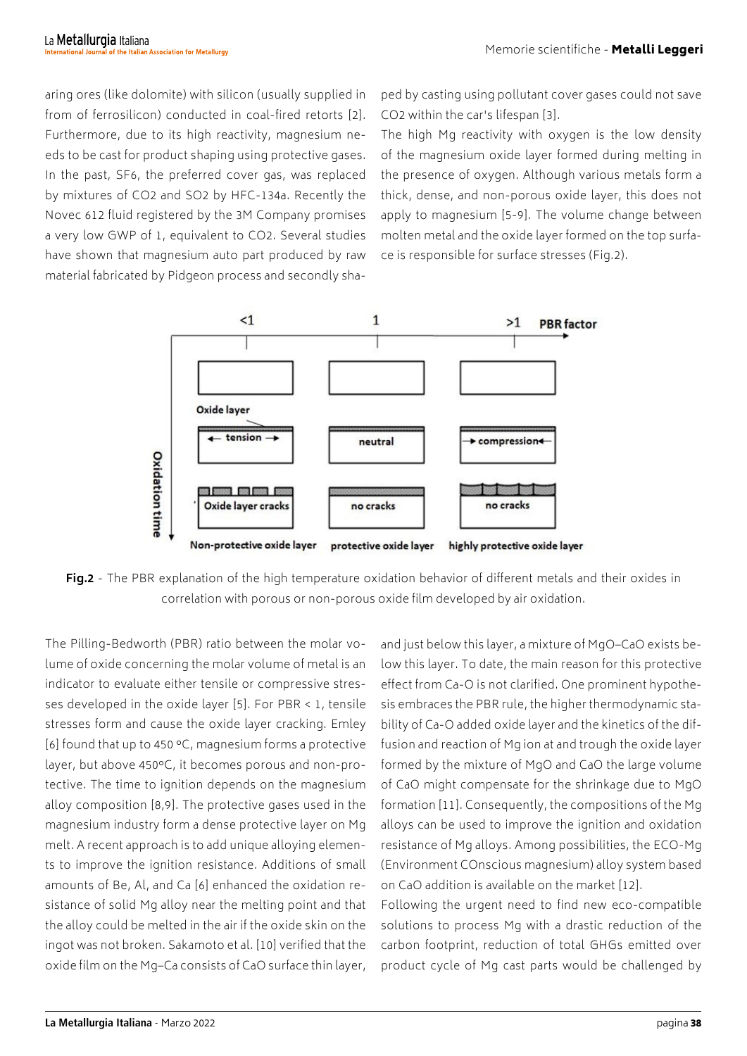aring ores (like dolomite) with silicon (usually supplied in from of ferrosilicon) conducted in coal-fired retorts [2]. Furthermore, due to its high reactivity, magnesium needs to be cast for product shaping using protective gases. In the past, $SF_6$, the preferred cover gas, was replaced by mixtures of $CO_2$ and $SO_2$ by HFC-134a. Recently the Novec 612 fluid registered by the 3M Company promises a very low GWP of 1, equivalent to $CO_2$. Several studies have shown that magnesium auto part produced by raw material fabricated by Pidgeon process and secondly shaped by casting using pollutant cover gases could not save $CO_2$ within the car's lifespan [3].

The high Mg reactivity with oxygen is the low density of the magnesium oxide layer formed during melting in the presence of oxygen. Although various metals form a thick, dense, and non-porous oxide layer, this does not apply to magnesium [5-9]. The volume change between molten metal and the oxide layer formed on the top surface is responsible for surface stresses (Fig.2).

<1
1
>1
PBR factor
Oxidation time
Oxide layer
tension
neutral
compression
Oxide layer cracks
no cracks
no cracks
Non-protective oxide layer
protective oxide layer
highly protective oxide layer

**Fig.2** - The PBR explanation of the high temperature oxidation behavior of different metals and their oxides in correlation with porous or non-porous oxide film developed by air oxidation.

The Pilling-Bedworth (PBR) ratio between the molar volume of oxide concerning the molar volume of metal is an indicator to evaluate either tensile or compressive stresses developed in the oxide layer [5]. For PBR < 1, tensile stresses form and cause the oxide layer cracking. Emley [6] found that up to 450 °C, magnesium forms a protective layer, but above 450°C, it becomes porous and non-protective. The time to ignition depends on the magnesium alloy composition [8,9]. The protective gases used in the magnesium industry form a dense protective layer on Mg melt. A recent approach is to add unique alloying elements to improve the ignition resistance. Additions of small amounts of Be, Al, and Ca [6] enhanced the oxidation resistance of solid Mg alloy near the melting point and that the alloy could be melted in the air if the oxide skin on the ingot was not broken. Sakamoto et al. [10] verified that the oxide film on the Mg–Ca consists of CaO surface thin layer, and just below this layer, a mixture of MgO–CaO exists below this layer. To date, the main reason for this protective effect from Ca-O is not clarified. One prominent hypothesis embraces the PBR rule, the higher thermodynamic stability of Ca-O added oxide layer and the kinetics of the diffusion and reaction of Mg ion at and trough the oxide layer formed by the mixture of MgO and CaO the large volume of CaO might compensate for the shrinkage due to MgO formation [11]. Consequently, the compositions of the Mg alloys can be used to improve the ignition and oxidation resistance of Mg alloys. Among possibilities, the ECO-Mg (Environment COnscious magnesium) alloy system based on CaO addition is available on the market [12].

Following the urgent need to find new eco-compatible solutions to process Mg with a drastic reduction of the carbon footprint, reduction of total GHGs emitted over product cycle of Mg cast parts would be challenged by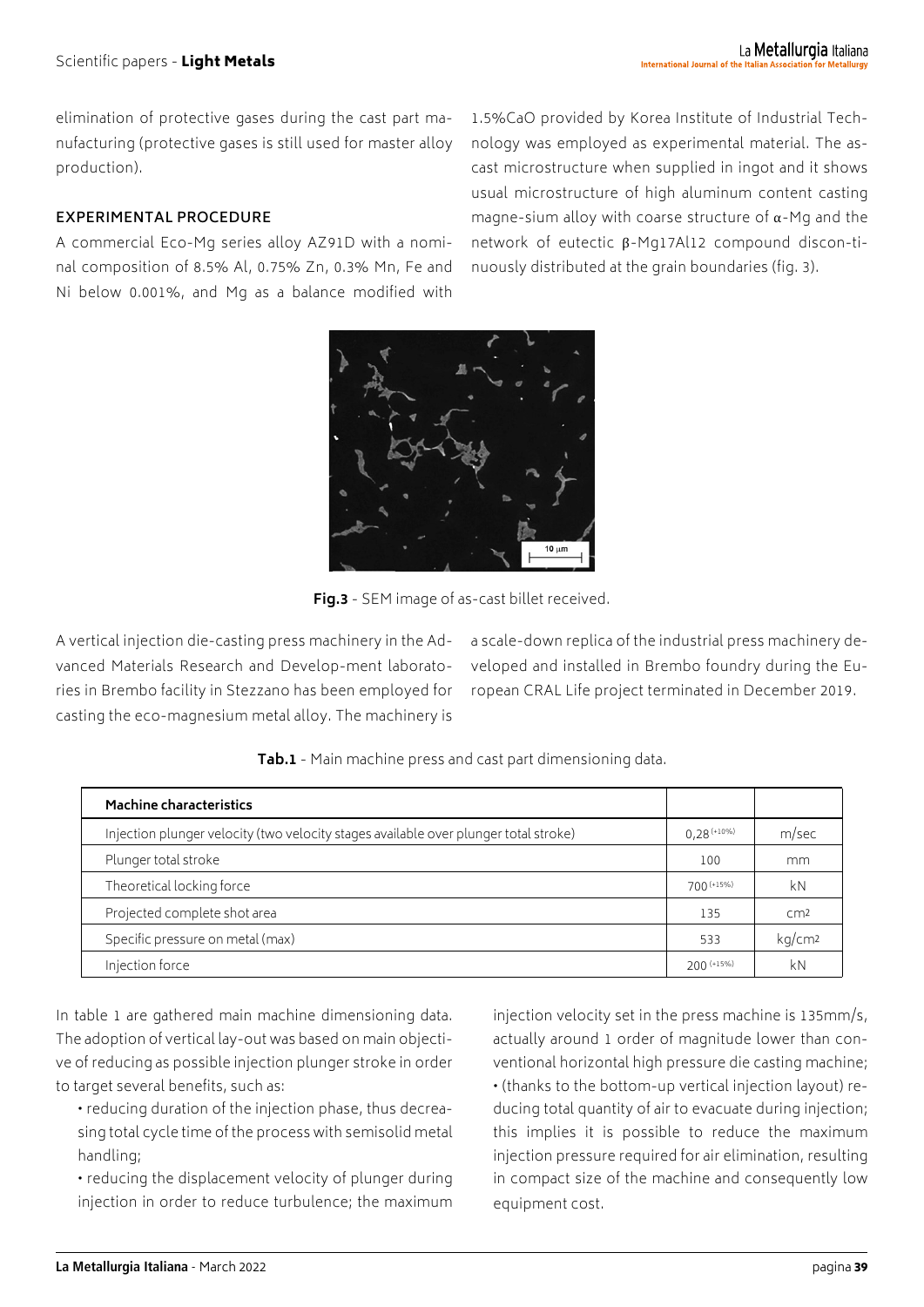elimination of protective gases during the cast part manufacturing (protective gases is still used for master alloy production).

## EXPERIMENTAL PROCEDURE

A commercial Eco-Mg series alloy AZ91D with a nominal composition of 8.5% Al, 0.75% Zn, 0.3% Mn, Fe and Ni below 0.001%, and Mg as a balance modified with 1.5%CaO provided by Korea Institute of Industrial Technology was employed as experimental material. The as-cast microstructure when supplied in ingot and it shows usual microstructure of high aluminum content casting magne-sium alloy with coarse structure of α-Mg and the network of eutectic β-$Mg_{17}Al_{12}$ compound discon-tinuously distributed at the grain boundaries (fig. 3).

**Fig.3** - SEM image of as-cast billet received.

A vertical injection die-casting press machinery in the Advanced Materials Research and Develop-ment laboratories in Brembo facility in Stezzano has been employed for casting the eco-magnesium metal alloy. The machinery is a scale-down replica of the industrial press machinery developed and installed in Brembo foundry during the European CRAL Life project terminated in December 2019.

**Tab.1** - Main machine press and cast part dimensioning data.

| Machine characteristics | | |
|---|---|---|
| Injection plunger velocity (two velocity stages available over plunger total stroke) | 0,28 (+10%) | m/sec |
| Plunger total stroke | 100 | mm |
| Theoretical locking force | 700 (+15%) | kN |
| Projected complete shot area | 135 | $cm^2$ |
| Specific pressure on metal (max) | 533 | $kg/cm^2$ |
| Injection force | 200 (+15%) | kN |

In table 1 are gathered main machine dimensioning data. The adoption of vertical lay-out was based on main objective of reducing as possible injection plunger stroke in order to target several benefits, such as:

- reducing duration of the injection phase, thus decreasing total cycle time of the process with semisolid metal handling;
- reducing the displacement velocity of plunger during injection in order to reduce turbulence; the maximum injection velocity set in the press machine is 135mm/s, actually around 1 order of magnitude lower than conventional horizontal high pressure die casting machine;
- (thanks to the bottom-up vertical injection layout) reducing total quantity of air to evacuate during injection; this implies it is possible to reduce the maximum injection pressure required for air elimination, resulting in compact size of the machine and consequently low equipment cost.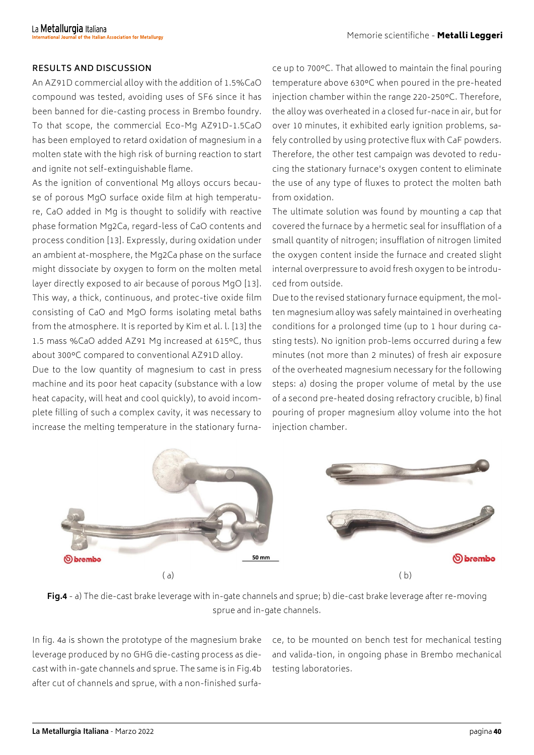## RESULTS AND DISCUSSION

An AZ91D commercial alloy with the addition of 1.5%CaO compound was tested, avoiding uses of SF6 since it has been banned for die-casting process in Brembo foundry. To that scope, the commercial Eco-Mg AZ91D-1.5CaO has been employed to retard oxidation of magnesium in a molten state with the high risk of burning reaction to start and ignite not self-extinguishable flame.

As the ignition of conventional Mg alloys occurs because of porous MgO surface oxide film at high temperature, CaO added in Mg is thought to solidify with reactive phase formation $Mg_2Ca$, regard-less of CaO contents and process condition [13]. Expressly, during oxidation under an ambient at-mosphere, the $Mg_2Ca$ phase on the surface might dissociate by oxygen to form on the molten metal layer directly exposed to air because of porous MgO [13]. This way, a thick, continuous, and protec-tive oxide film consisting of CaO and MgO forms isolating metal baths from the atmosphere. It is reported by Kim et al. l. [13] the 1.5 mass %CaO added AZ91 Mg increased at 615°C, thus about 300°C compared to conventional AZ91D alloy.

Due to the low quantity of magnesium to cast in press machine and its poor heat capacity (substance with a low heat capacity, will heat and cool quickly), to avoid incomplete filling of such a complex cavity, it was necessary to increase the melting temperature in the stationary furnace up to 700°C. That allowed to maintain the final pouring temperature above 630°C when poured in the pre-heated injection chamber within the range 220-250°C. Therefore, the alloy was overheated in a closed fur-nace in air, but for over 10 minutes, it exhibited early ignition problems, safely controlled by using protective flux with CaF powders. Therefore, the other test campaign was devoted to reducing the stationary furnace's oxygen content to eliminate the use of any type of fluxes to protect the molten bath from oxidation.

The ultimate solution was found by mounting a cap that covered the furnace by a hermetic seal for insufflation of a small quantity of nitrogen; insufflation of nitrogen limited the oxygen content inside the furnace and created slight internal overpressure to avoid fresh oxygen to be introduced from outside.

Due to the revised stationary furnace equipment, the molten magnesium alloy was safely maintained in overheating conditions for a prolonged time (up to 1 hour during casting tests). No ignition prob-lems occurred during a few minutes (not more than 2 minutes) of fresh air exposure of the overheated magnesium necessary for the following steps: a) dosing the proper volume of metal by the use of a second pre-heated dosing refractory crucible, b) final pouring of proper magnesium alloy volume into the hot injection chamber.

50 mm

( a ) ( b )

**Fig.4** - a) The die-cast brake leverage with in-gate channels and sprue; b) die-cast brake leverage after re-moving sprue and in-gate channels.

In fig. 4a is shown the prototype of the magnesium brake leverage produced by no GHG die-casting process as die-cast with in-gate channels and sprue. The same is in Fig.4b after cut of channels and sprue, with a non-finished surface, to be mounted on bench test for mechanical testing and valida-tion, in ongoing phase in Brembo mechanical testing laboratories.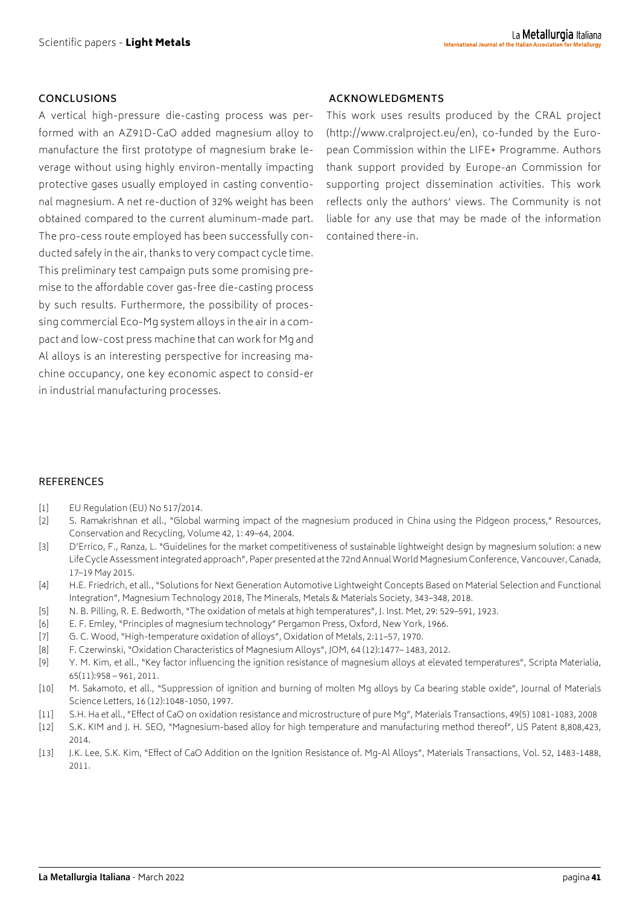## CONCLUSIONS

A vertical high-pressure die-casting process was performed with an AZ91D-CaO added magnesium alloy to manufacture the first prototype of magnesium brake leverage without using highly environ-mentally impacting protective gases usually employed in casting conventional magnesium. A net re-duction of 32% weight has been obtained compared to the current aluminum-made part. The pro-cess route employed has been successfully conducted safely in the air, thanks to very compact cycle time. This preliminary test campaign puts some promising premise to the affordable cover gas-free die-casting process by such results. Furthermore, the possibility of processing commercial Eco-Mg system alloys in the air in a compact and low-cost press machine that can work for Mg and Al alloys is an interesting perspective for increasing machine occupancy, one key economic aspect to consid-er in industrial manufacturing processes.

## ACKNOWLEDGMENTS

This work uses results produced by the CRAL project (http://www.cralproject.eu/en), co-funded by the European Commission within the LIFE+ Programme. Authors thank support provided by Europe-an Commission for supporting project dissemination activities. This work reflects only the authors' views. The Community is not liable for any use that may be made of the information contained there-in.

## REFERENCES

[1] EU Regulation (EU) No 517/2014.

[2] S. Ramakrishnan et all., "Global warming impact of the magnesium produced in China using the Pidgeon process," Resources, Conservation and Recycling, Volume 42, 1: 49–64, 2004.

[3] D'Errico, F., Ranza, L. "Guidelines for the market competitiveness of sustainable lightweight design by magnesium solution: a new Life Cycle Assessment integrated approach", Paper presented at the 72nd Annual World Magnesium Conference, Vancouver, Canada, 17–19 May 2015.

[4] H.E. Friedrich, et all., "Solutions for Next Generation Automotive Lightweight Concepts Based on Material Selection and Functional Integration", Magnesium Technology 2018, The Minerals, Metals & Materials Society, 343–348, 2018.

[5] N. B. Pilling, R. E. Bedworth, "The oxidation of metals at high temperatures", J. Inst. Met, 29: 529–591, 1923.

[6] E. F. Emley, "Principles of magnesium technology" Pergamon Press, Oxford, New York, 1966.

[7] G. C. Wood, "High-temperature oxidation of alloys", Oxidation of Metals, 2:11–57, 1970.

[8] F. Czerwinski, "Oxidation Characteristics of Magnesium Alloys", JOM, 64 (12):1477– 1483, 2012.

[9] Y. M. Kim, et all., "Key factor influencing the ignition resistance of magnesium alloys at elevated temperatures", Scripta Materialia, 65(11):958 – 961, 2011.

[10] M. Sakamoto, et all., "Suppression of ignition and burning of molten Mg alloys by Ca bearing stable oxide", Journal of Materials Science Letters, 16 (12):1048-1050, 1997.

[11] S.H. Ha et all., "Effect of CaO on oxidation resistance and microstructure of pure Mg", Materials Transactions, 49(5) 1081-1083, 2008

[12] S.K. KIM and J. H. SEO, "Magnesium-based alloy for high temperature and manufacturing method thereof", US Patent 8,808,423, 2014.

[13] J.K. Lee, S.K. Kim, "Effect of CaO Addition on the Ignition Resistance of. Mg-Al Alloys", Materials Transactions, Vol. 52, 1483-1488, 2011.